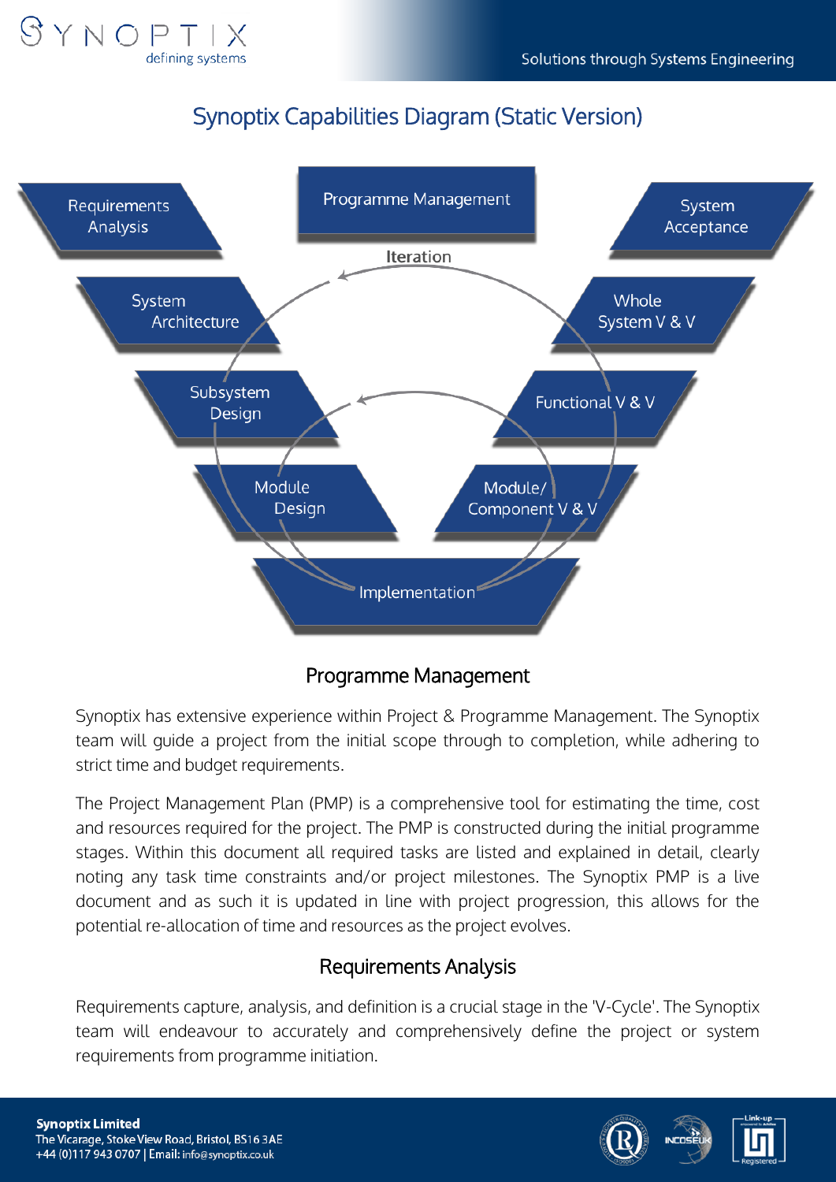# Synoptix Capabilities Diagram (Static Version)

Requirements Analysis

Programme Management

System Acceptance

Iteration

System Architecture

Whole System V & V

Subsystem Design

Functional V & V

Module Design

Module/ Component V & V

Implementation

## Programme Management

Synoptix has extensive experience within Project & Programme Management. The Synoptix team will guide a project from the initial scope through to completion, while adhering to strict time and budget requirements.

The Project Management Plan (PMP) is a comprehensive tool for estimating the time, cost and resources required for the project. The PMP is constructed during the initial programme stages. Within this document all required tasks are listed and explained in detail, clearly noting any task time constraints and/or project milestones. The Synoptix PMP is a live document and as such it is updated in line with project progression, this allows for the potential re-allocation of time and resources as the project evolves.

## Requirements Analysis

Requirements capture, analysis, and definition is a crucial stage in the 'V-Cycle'. The Synoptix team will endeavour to accurately and comprehensively define the project or system requirements from programme initiation.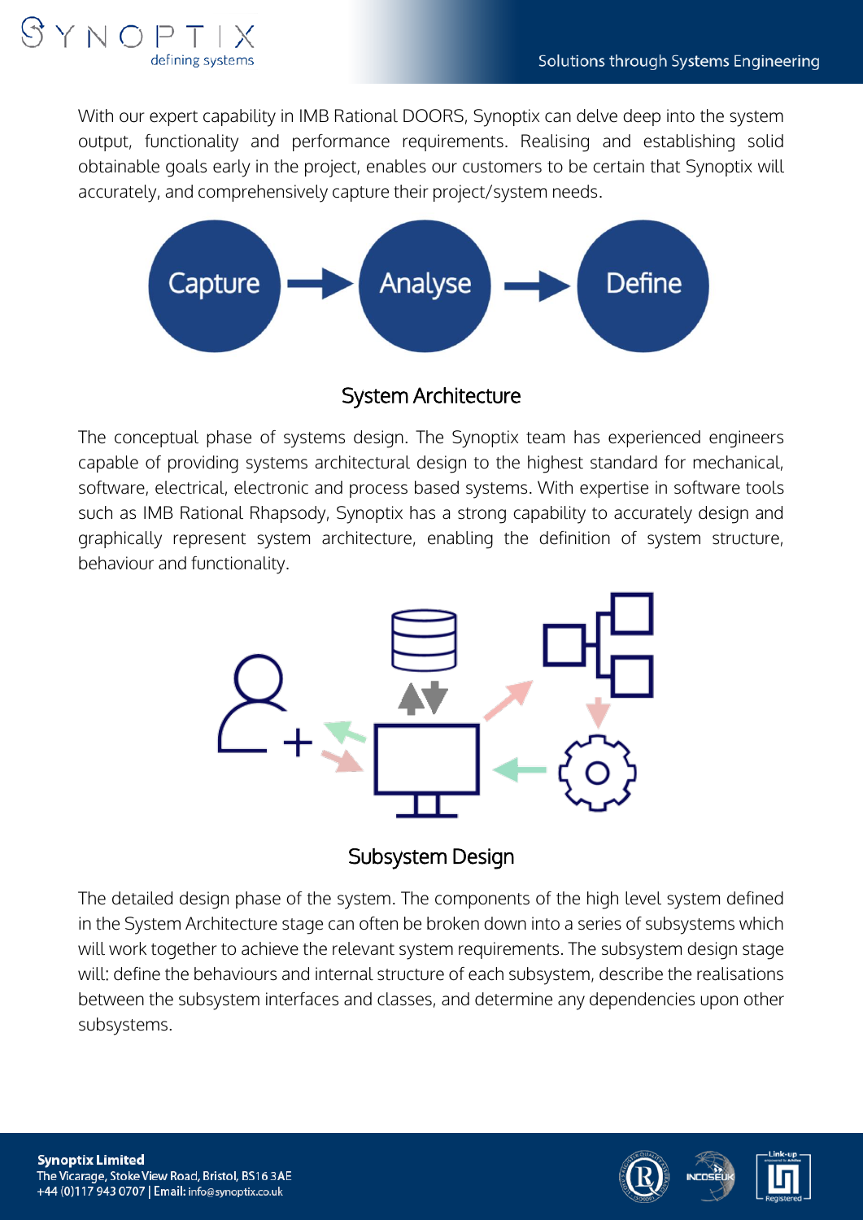With our expert capability in IMB Rational DOORS, Synoptix can delve deep into the system output, functionality and performance requirements. Realising and establishing solid obtainable goals early in the project, enables our customers to be certain that Synoptix will accurately, and comprehensively capture their project/system needs.

Capture → Analyse → Define

## System Architecture

The conceptual phase of systems design. The Synoptix team has experienced engineers capable of providing systems architectural design to the highest standard for mechanical, software, electrical, electronic and process based systems. With expertise in software tools such as IMB Rational Rhapsody, Synoptix has a strong capability to accurately design and graphically represent system architecture, enabling the definition of system structure, behaviour and functionality.

## Subsystem Design

The detailed design phase of the system. The components of the high level system defined in the System Architecture stage can often be broken down into a series of subsystems which will work together to achieve the relevant system requirements. The subsystem design stage will: define the behaviours and internal structure of each subsystem, describe the realisations between the subsystem interfaces and classes, and determine any dependencies upon other subsystems.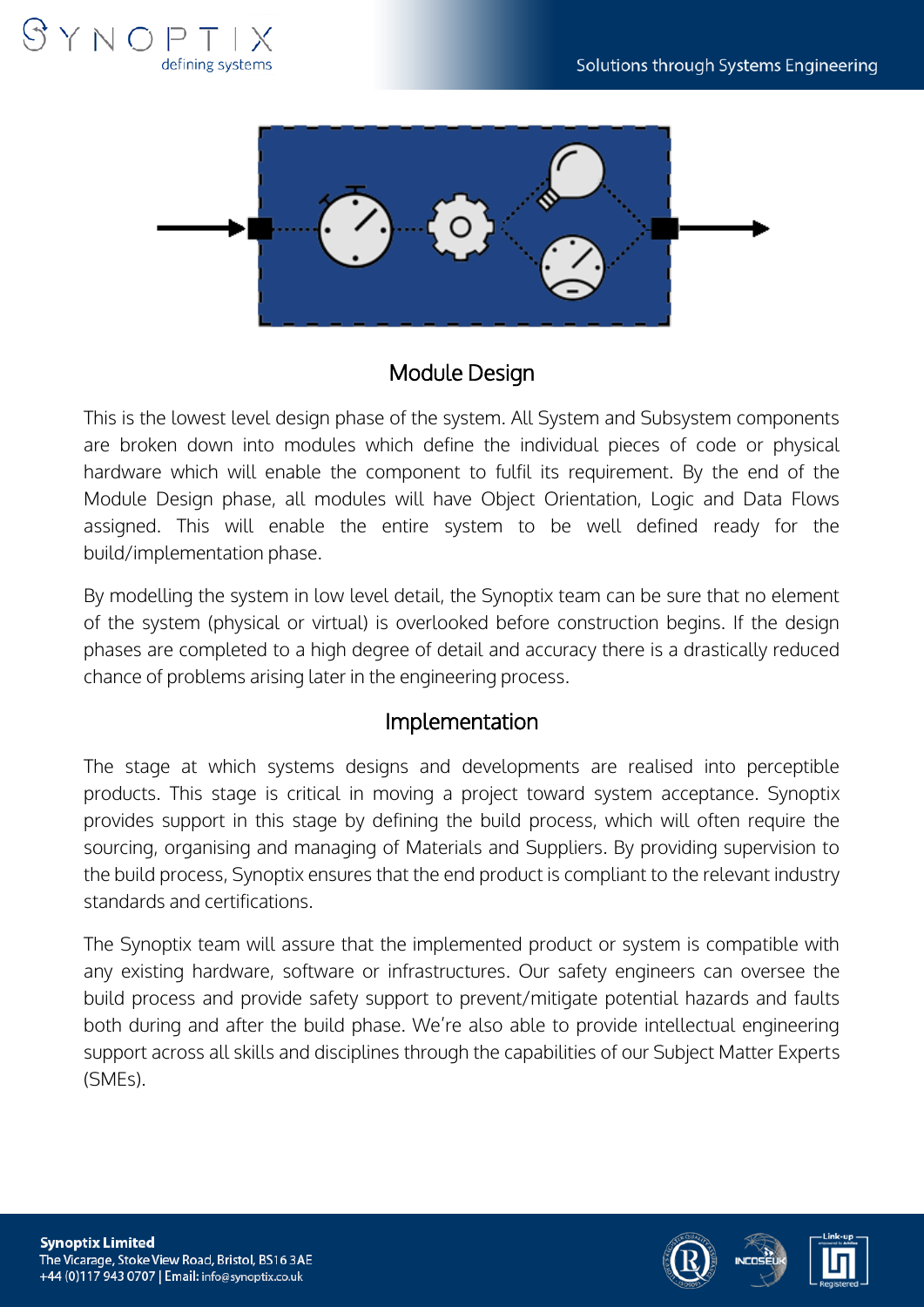## Module Design

This is the lowest level design phase of the system. All System and Subsystem components are broken down into modules which define the individual pieces of code or physical hardware which will enable the component to fulfil its requirement. By the end of the Module Design phase, all modules will have Object Orientation, Logic and Data Flows assigned. This will enable the entire system to be well defined ready for the build/implementation phase.

By modelling the system in low level detail, the Synoptix team can be sure that no element of the system (physical or virtual) is overlooked before construction begins. If the design phases are completed to a high degree of detail and accuracy there is a drastically reduced chance of problems arising later in the engineering process.

## Implementation

The stage at which systems designs and developments are realised into perceptible products. This stage is critical in moving a project toward system acceptance. Synoptix provides support in this stage by defining the build process, which will often require the sourcing, organising and managing of Materials and Suppliers. By providing supervision to the build process, Synoptix ensures that the end product is compliant to the relevant industry standards and certifications.

The Synoptix team will assure that the implemented product or system is compatible with any existing hardware, software or infrastructures. Our safety engineers can oversee the build process and provide safety support to prevent/mitigate potential hazards and faults both during and after the build phase. We're also able to provide intellectual engineering support across all skills and disciplines through the capabilities of our Subject Matter Experts (SMEs).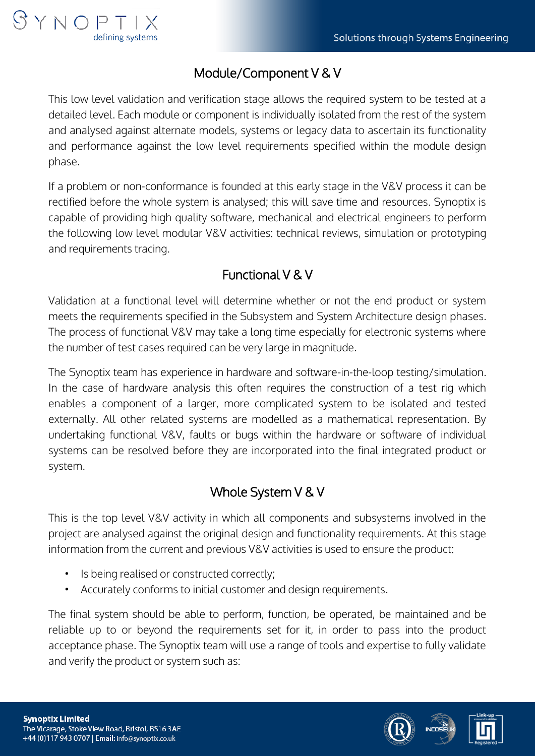## Module/Component V & V

This low level validation and verification stage allows the required system to be tested at a detailed level. Each module or component is individually isolated from the rest of the system and analysed against alternate models, systems or legacy data to ascertain its functionality and performance against the low level requirements specified within the module design phase.

If a problem or non-conformance is founded at this early stage in the V&V process it can be rectified before the whole system is analysed; this will save time and resources. Synoptix is capable of providing high quality software, mechanical and electrical engineers to perform the following low level modular V&V activities: technical reviews, simulation or prototyping and requirements tracing.

## Functional V & V

Validation at a functional level will determine whether or not the end product or system meets the requirements specified in the Subsystem and System Architecture design phases. The process of functional V&V may take a long time especially for electronic systems where the number of test cases required can be very large in magnitude.

The Synoptix team has experience in hardware and software-in-the-loop testing/simulation. In the case of hardware analysis this often requires the construction of a test rig which enables a component of a larger, more complicated system to be isolated and tested externally. All other related systems are modelled as a mathematical representation. By undertaking functional V&V, faults or bugs within the hardware or software of individual systems can be resolved before they are incorporated into the final integrated product or system.

## Whole System V & V

This is the top level V&V activity in which all components and subsystems involved in the project are analysed against the original design and functionality requirements. At this stage information from the current and previous V&V activities is used to ensure the product:

- Is being realised or constructed correctly;
- Accurately conforms to initial customer and design requirements.

The final system should be able to perform, function, be operated, be maintained and be reliable up to or beyond the requirements set for it, in order to pass into the product acceptance phase. The Synoptix team will use a range of tools and expertise to fully validate and verify the product or system such as: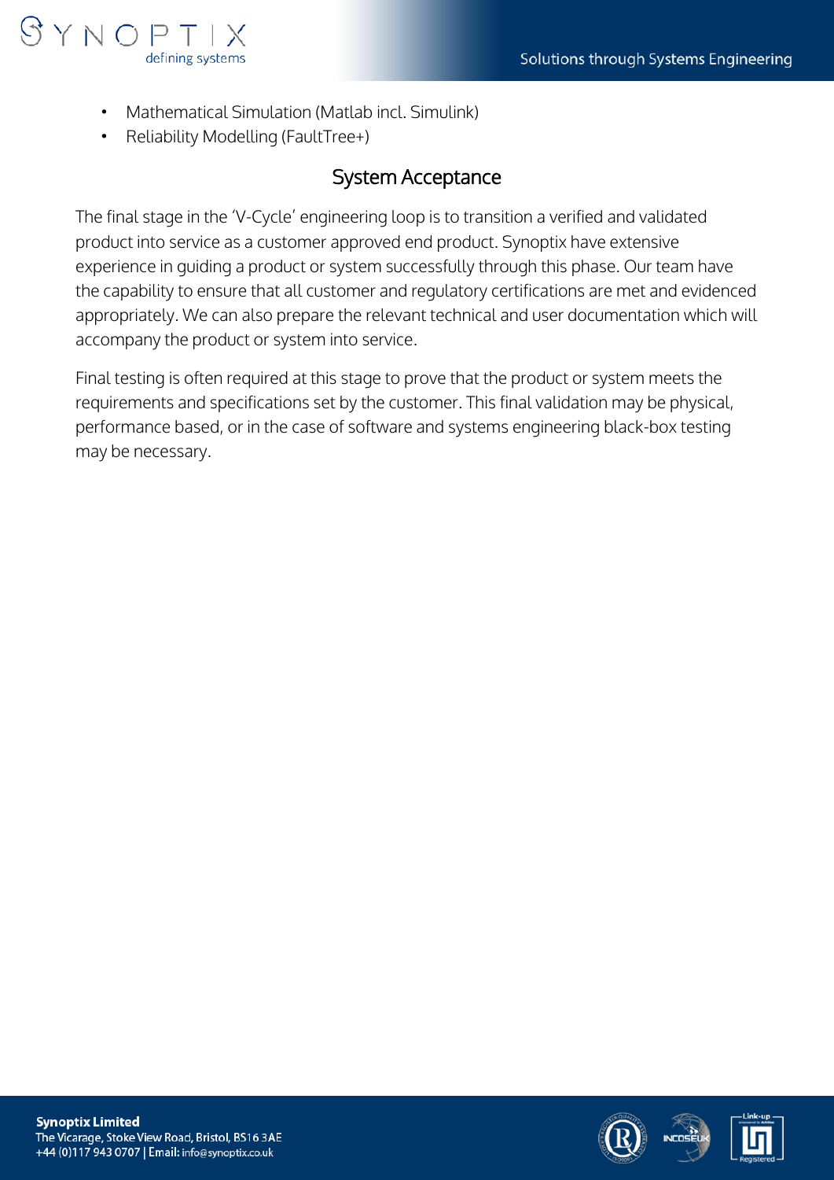- Mathematical Simulation (Matlab incl. Simulink)
- Reliability Modelling (FaultTree+)

## System Acceptance

The final stage in the 'V-Cycle' engineering loop is to transition a verified and validated product into service as a customer approved end product. Synoptix have extensive experience in guiding a product or system successfully through this phase. Our team have the capability to ensure that all customer and regulatory certifications are met and evidenced appropriately. We can also prepare the relevant technical and user documentation which will accompany the product or system into service.

Final testing is often required at this stage to prove that the product or system meets the requirements and specifications set by the customer. This final validation may be physical, performance based, or in the case of software and systems engineering black-box testing may be necessary.